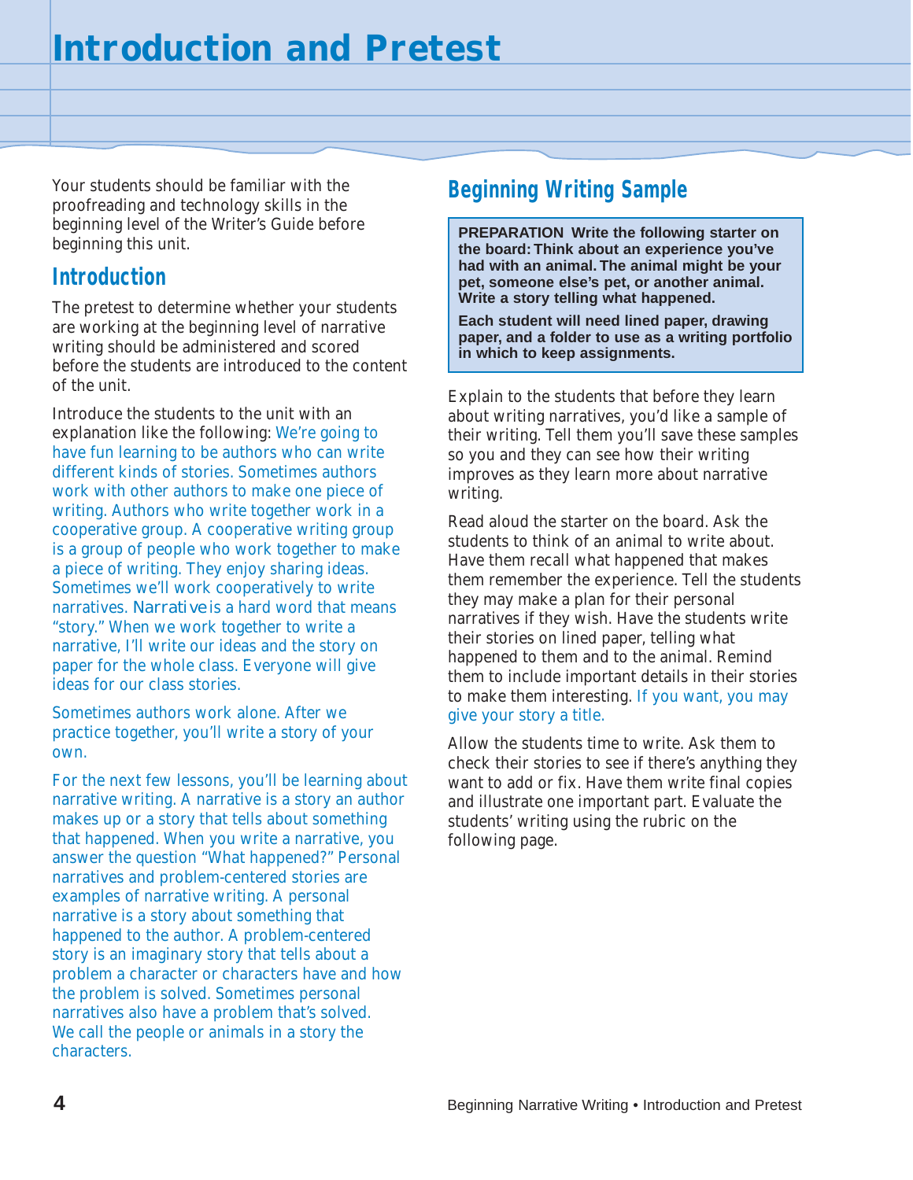# Introduction and Pretest

Your students should be familiar with the proofreading and technology skills in the beginning level of the Writer's Guide before beginning this unit.

## Introduction

The pretest to determine whether your students are working at the beginning level of narrative writing should be administered and scored before the students are introduced to the content of the unit.

Introduce the students to the unit with an explanation like the following: We're going to have fun learning to be authors who can write different kinds of stories. Sometimes authors work with other authors to make one piece of writing. Authors who write together work in a cooperative group. A cooperative writing group is a group of people who work together to make a piece of writing. They enjoy sharing ideas. Sometimes we'll work cooperatively to write narratives. *Narrative* is a hard word that means "story." When we work together to write a narrative, I'll write our ideas and the story on paper for the whole class. Everyone will give ideas for our class stories.

Sometimes authors work alone. After we practice together, you'll write a story of your own.

For the next few lessons, you'll be learning about narrative writing. A narrative is a story an author makes up or a story that tells about something that happened. When you write a narrative, you answer the question "What happened?" Personal narratives and problem-centered stories are examples of narrative writing. A personal narrative is a story about something that happened to the author. A problem-centered story is an imaginary story that tells about a problem a character or characters have and how the problem is solved. Sometimes personal narratives also have a problem that's solved. We call the people or animals in a story the characters.

## Beginning Writing Sample

**PREPARATION Write the following starter on the board: Think about an experience you've had with an animal. The animal might be your pet, someone else's pet, or another animal. Write a story telling what happened.**

**Each student will need lined paper, drawing paper, and a folder to use as a writing portfolio in which to keep assignments.**

Explain to the students that before they learn about writing narratives, you'd like a sample of their writing. Tell them you'll save these samples so you and they can see how their writing improves as they learn more about narrative writing.

Read aloud the starter on the board. Ask the students to think of an animal to write about. Have them recall what happened that makes them remember the experience. Tell the students they may make a plan for their personal narratives if they wish. Have the students write their stories on lined paper, telling what happened to them and to the animal. Remind them to include important details in their stories to make them interesting. If you want, you may give your story a title.

Allow the students time to write. Ask them to check their stories to see if there's anything they want to add or fix. Have them write final copies and illustrate one important part. Evaluate the students' writing using the rubric on the following page.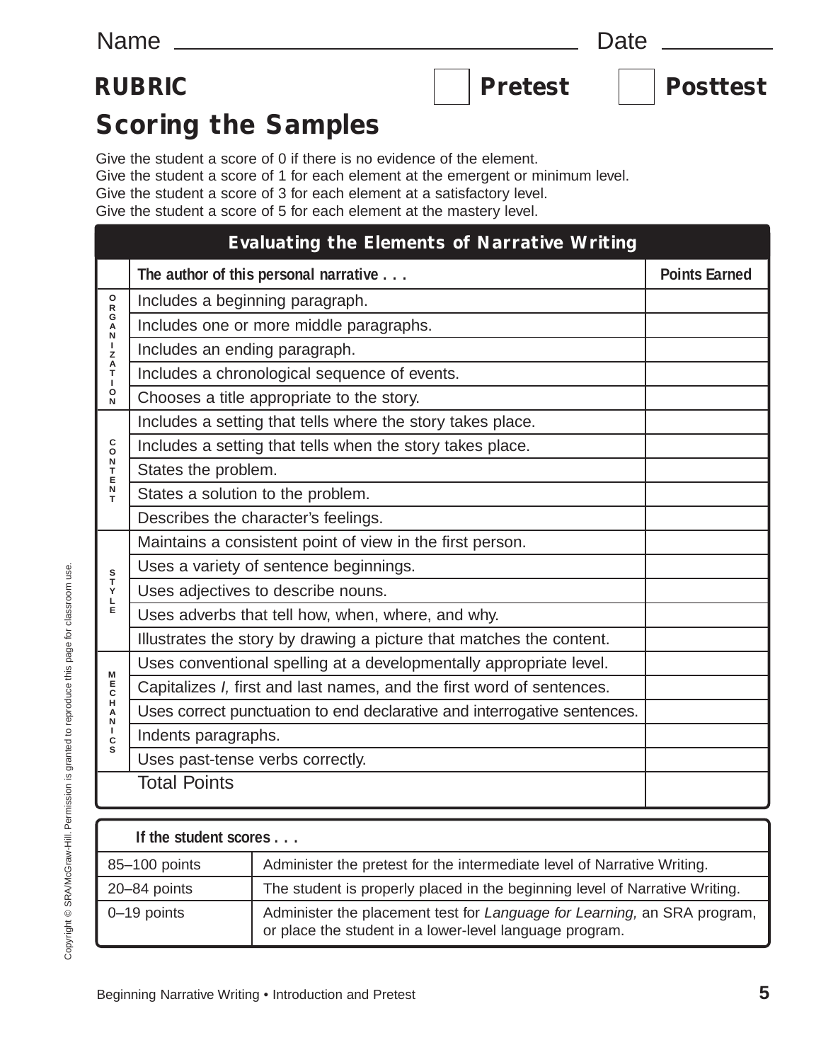Name ______________________________ Date __________

**RUBRIC** ☐ **Pretest** ☐ **Posttest**

# Scoring the Samples

Give the student a score of 0 if there is no evidence of the element.
Give the student a score of 1 for each element at the emergent or minimum level.
Give the student a score of 3 for each element at a satisfactory level.
Give the student a score of 5 for each element at the mastery level.

| Evaluating the Elements of Narrative Writing | | |
|---|---|---|
| | **The author of this personal narrative . . .** | **Points Earned** |
| ORGANIZATION | Includes a beginning paragraph. | |
| | Includes one or more middle paragraphs. | |
| | Includes an ending paragraph. | |
| | Includes a chronological sequence of events. | |
| | Chooses a title appropriate to the story. | |
| CONTENT | Includes a setting that tells where the story takes place. | |
| | Includes a setting that tells when the story takes place. | |
| | States the problem. | |
| | States a solution to the problem. | |
| | Describes the character's feelings. | |
| STYLE | Maintains a consistent point of view in the first person. | |
| | Uses a variety of sentence beginnings. | |
| | Uses adjectives to describe nouns. | |
| | Uses adverbs that tell how, when, where, and why. | |
| | Illustrates the story by drawing a picture that matches the content. | |
| MECHANICS | Uses conventional spelling at a developmentally appropriate level. | |
| | Capitalizes *I,* first and last names, and the first word of sentences. | |
| | Uses correct punctuation to end declarative and interrogative sentences. | |
| | Indents paragraphs. | |
| | Uses past-tense verbs correctly. | |
| | Total Points | |

| **If the student scores . . .** | |
|---|---|
| 85–100 points | Administer the pretest for the intermediate level of Narrative Writing. |
| 20–84 points | The student is properly placed in the beginning level of Narrative Writing. |
| 0–19 points | Administer the placement test for *Language for Learning,* an SRA program, or place the student in a lower-level language program. |

Copyright © SRA/McGraw-Hill. Permission is granted to reproduce this page for classroom use.